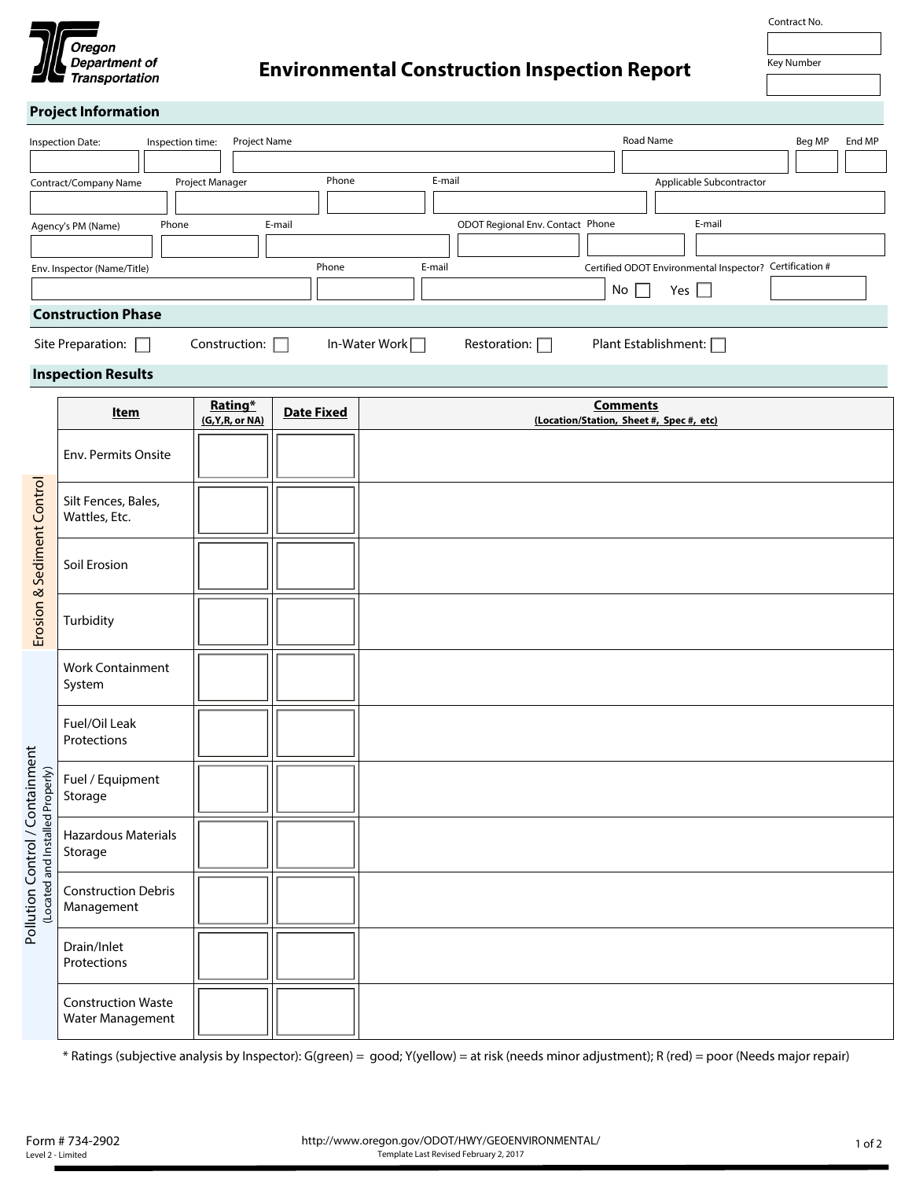Oregon Department of Transportation

# Environmental Construction Inspection Report

Contract No.

Key Number

## Project Information

| Inspection Date: | Inspection time: | Project Name | Road Name | Beg MP | End MP |
|---|---|---|---|---|---|
| | | | | | |

| Contract/Company Name | Project Manager | Phone | E-mail | Applicable Subcontractor |
|---|---|---|---|---|
| | | | | |

| Agency's PM (Name) | Phone | E-mail | ODOT Regional Env. Contact | Phone | E-mail |
|---|---|---|---|---|---|
| | | | | | |

| Env. Inspector (Name/Title) | Phone | E-mail | Certified ODOT Environmental Inspector? | Certification # |
|---|---|---|---|---|
| | | | No ☐ Yes ☐ | |

## Construction Phase

Site Preparation: ☐ Construction: ☐ In-Water Work ☐ Restoration: ☐ Plant Establishment: ☐

## Inspection Results

| | Item | Rating* (G,Y,R, or NA) | Date Fixed | Comments (Location/Station, Sheet #, Spec #, etc) |
|---|---|---|---|---|
| | Env. Permits Onsite | | | |
| Erosion & Sediment Control | Silt Fences, Bales, Wattles, Etc. | | | |
| Erosion & Sediment Control | Soil Erosion | | | |
| Erosion & Sediment Control | Turbidity | | | |
| Pollution Control / Containment (Located and Installed Properly) | Work Containment System | | | |
| Pollution Control / Containment (Located and Installed Properly) | Fuel/Oil Leak Protections | | | |
| Pollution Control / Containment (Located and Installed Properly) | Fuel / Equipment Storage | | | |
| Pollution Control / Containment (Located and Installed Properly) | Hazardous Materials Storage | | | |
| Pollution Control / Containment (Located and Installed Properly) | Construction Debris Management | | | |
| Pollution Control / Containment (Located and Installed Properly) | Drain/Inlet Protections | | | |
| Pollution Control / Containment (Located and Installed Properly) | Construction Waste Water Management | | | |

* Ratings (subjective analysis by Inspector): G(green) = good; Y(yellow) = at risk (needs minor adjustment); R (red) = poor (Needs major repair)

Form # 734-2902
Level 2 - Limited

http://www.oregon.gov/ODOT/HWY/GEOENVIRONMENTAL/
Template Last Revised February 2, 2017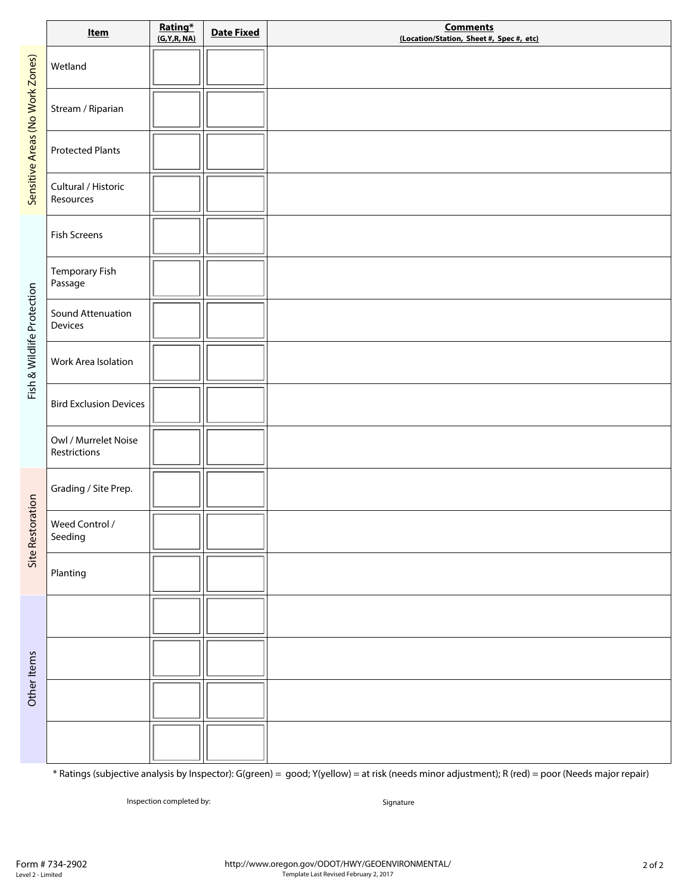| | Item | Rating* (G,Y,R, NA) | Date Fixed | Comments (Location/Station, Sheet #, Spec #, etc) |
|---|---|---|---|---|
| Sensitive Areas (No Work Zones) | Wetland | | | |
| | Stream / Riparian | | | |
| | Protected Plants | | | |
| | Cultural / Historic Resources | | | |
| Fish & Wildlife Protection | Fish Screens | | | |
| | Temporary Fish Passage | | | |
| | Sound Attenuation Devices | | | |
| | Work Area Isolation | | | |
| | Bird Exclusion Devices | | | |
| | Owl / Murrelet Noise Restrictions | | | |
| Site Restoration | Grading / Site Prep. | | | |
| | Weed Control / Seeding | | | |
| | Planting | | | |
| Other Items | | | | |
| | | | | |
| | | | | |
| | | | | |

* Ratings (subjective analysis by Inspector): G(green) = good; Y(yellow) = at risk (needs minor adjustment); R (red) = poor (Needs major repair)

Inspection completed by: Signature

Form # 734-2902
Level 2 - Limited

http://www.oregon.gov/ODOT/HWY/GEOENVIRONMENTAL/
Template Last Revised February 2, 2017